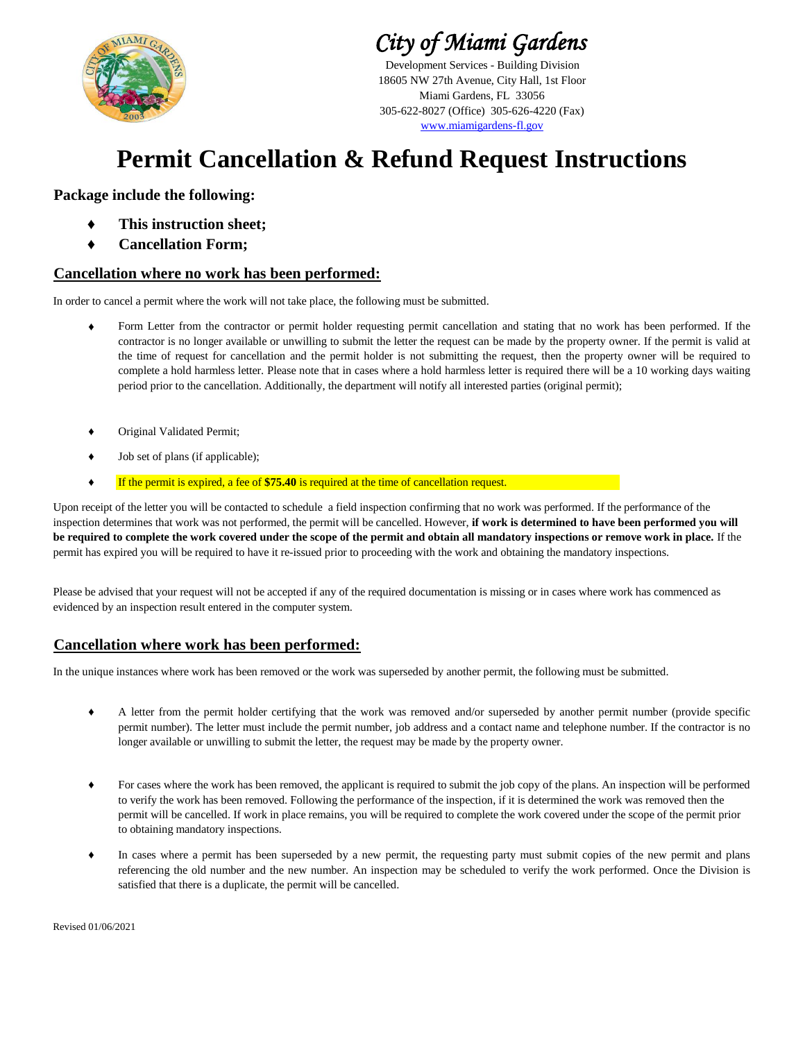# City of Miami Gardens

Development Services - Building Division
18605 NW 27th Avenue, City Hall, 1st Floor
Miami Gardens, FL 33056
305-622-8027 (Office) 305-626-4220 (Fax)
www.miamigardens-fl.gov

# Permit Cancellation & Refund Request Instructions

### Package include the following:

- **This instruction sheet;**
- **Cancellation Form;**

## Cancellation where no work has been performed:

In order to cancel a permit where the work will not take place, the following must be submitted.

- Form Letter from the contractor or permit holder requesting permit cancellation and stating that no work has been performed. If the contractor is no longer available or unwilling to submit the letter the request can be made by the property owner. If the permit is valid at the time of request for cancellation and the permit holder is not submitting the request, then the property owner will be required to complete a hold harmless letter. Please note that in cases where a hold harmless letter is required there will be a 10 working days waiting period prior to the cancellation. Additionally, the department will notify all interested parties (original permit);
- Original Validated Permit;
- Job set of plans (if applicable);
- If the permit is expired, a fee of **$75.40** is required at the time of cancellation request.

Upon receipt of the letter you will be contacted to schedule a field inspection confirming that no work was performed. If the performance of the inspection determines that work was not performed, the permit will be cancelled. However, **if work is determined to have been performed you will be required to complete the work covered under the scope of the permit and obtain all mandatory inspections or remove work in place.** If the permit has expired you will be required to have it re-issued prior to proceeding with the work and obtaining the mandatory inspections.

Please be advised that your request will not be accepted if any of the required documentation is missing or in cases where work has commenced as evidenced by an inspection result entered in the computer system.

## Cancellation where work has been performed:

In the unique instances where work has been removed or the work was superseded by another permit, the following must be submitted.

- A letter from the permit holder certifying that the work was removed and/or superseded by another permit number (provide specific permit number). The letter must include the permit number, job address and a contact name and telephone number. If the contractor is no longer available or unwilling to submit the letter, the request may be made by the property owner.
- For cases where the work has been removed, the applicant is required to submit the job copy of the plans. An inspection will be performed to verify the work has been removed. Following the performance of the inspection, if it is determined the work was removed then the permit will be cancelled. If work in place remains, you will be required to complete the work covered under the scope of the permit prior to obtaining mandatory inspections.
- In cases where a permit has been superseded by a new permit, the requesting party must submit copies of the new permit and plans referencing the old number and the new number. An inspection may be scheduled to verify the work performed. Once the Division is satisfied that there is a duplicate, the permit will be cancelled.

Revised 01/06/2021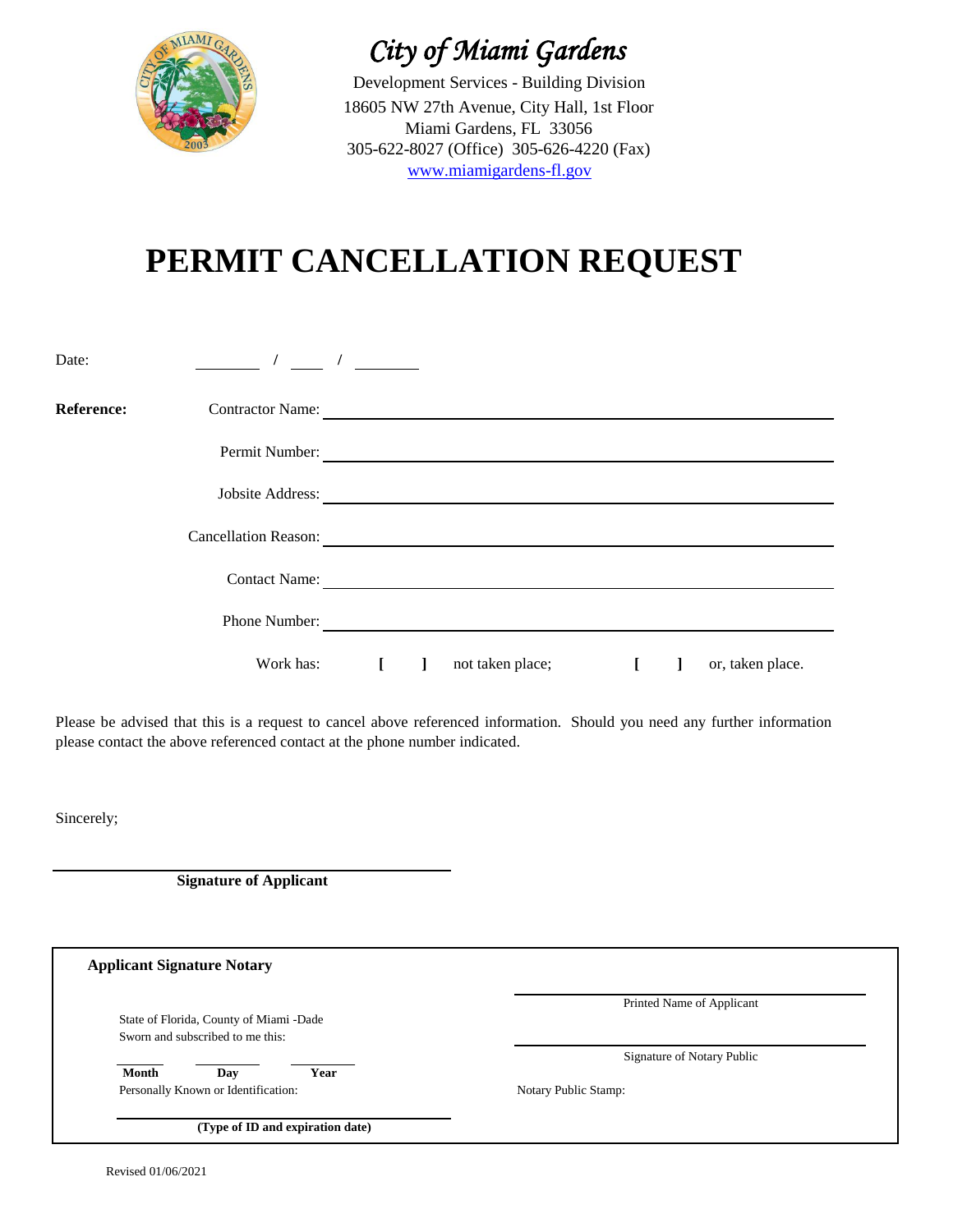# City of Miami Gardens

Development Services - Building Division
18605 NW 27th Avenue, City Hall, 1st Floor
Miami Gardens, FL 33056
305-622-8027 (Office) 305-626-4220 (Fax)
www.miamigardens-fl.gov

# PERMIT CANCELLATION REQUEST

Date: ________ / ____ / ________

**Reference:**

Contractor Name: ______________________________

Permit Number: ______________________________

Jobsite Address: ______________________________

Cancellation Reason: ______________________________

Contact Name: ______________________________

Phone Number: ______________________________

Work has: **[ ]** not taken place; **[ ]** or, taken place.

Please be advised that this is a request to cancel above referenced information. Should you need any further information please contact the above referenced contact at the phone number indicated.

Sincerely;

______________________________
**Signature of Applicant**

**Applicant Signature Notary**

State of Florida, County of Miami -Dade
Sworn and subscribed to me this:

______ ______ ______
**Month** **Day** **Year**

Personally Known or Identification:

______________________________
**(Type of ID and expiration date)**

______________________________
Printed Name of Applicant

______________________________
Signature of Notary Public

Notary Public Stamp:

Revised 01/06/2021